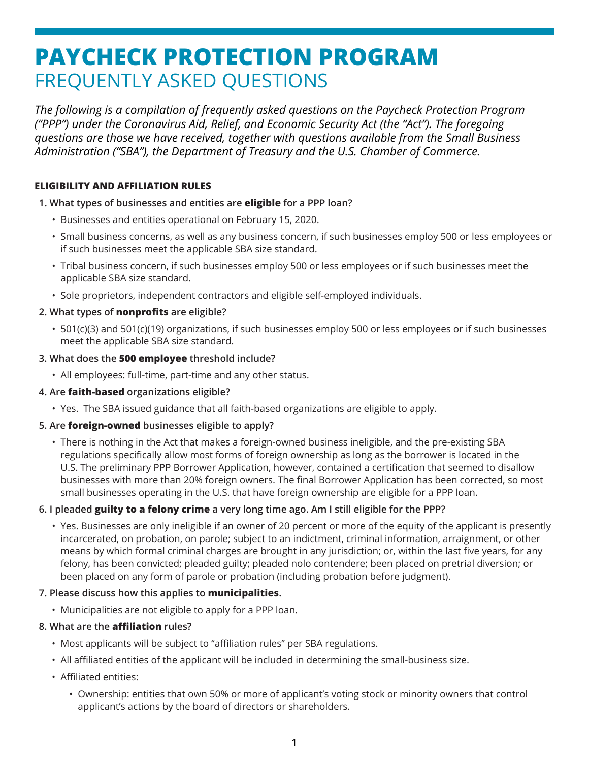# PAYCHECK PROTECTION PROGRAM

## FREQUENTLY ASKED QUESTIONS

*The following is a compilation of frequently asked questions on the Paycheck Protection Program ("PPP") under the Coronavirus Aid, Relief, and Economic Security Act (the "Act"). The foregoing questions are those we have received, together with questions available from the Small Business Administration ("SBA"), the Department of Treasury and the U.S. Chamber of Commerce.*

### ELIGIBILITY AND AFFILIATION RULES

1. **What types of businesses and entities are eligible for a PPP loan?**
   - Businesses and entities operational on February 15, 2020.
   - Small business concerns, as well as any business concern, if such businesses employ 500 or less employees or if such businesses meet the applicable SBA size standard.
   - Tribal business concern, if such businesses employ 500 or less employees or if such businesses meet the applicable SBA size standard.
   - Sole proprietors, independent contractors and eligible self-employed individuals.
2. **What types of nonprofits are eligible?**
   - 501(c)(3) and 501(c)(19) organizations, if such businesses employ 500 or less employees or if such businesses meet the applicable SBA size standard.
3. **What does the 500 employee threshold include?**
   - All employees: full-time, part-time and any other status.
4. **Are faith-based organizations eligible?**
   - Yes. The SBA issued guidance that all faith-based organizations are eligible to apply.
5. **Are foreign-owned businesses eligible to apply?**
   - There is nothing in the Act that makes a foreign-owned business ineligible, and the pre-existing SBA regulations specifically allow most forms of foreign ownership as long as the borrower is located in the U.S. The preliminary PPP Borrower Application, however, contained a certification that seemed to disallow businesses with more than 20% foreign owners. The final Borrower Application has been corrected, so most small businesses operating in the U.S. that have foreign ownership are eligible for a PPP loan.
6. **I pleaded guilty to a felony crime a very long time ago. Am I still eligible for the PPP?**
   - Yes. Businesses are only ineligible if an owner of 20 percent or more of the equity of the applicant is presently incarcerated, on probation, on parole; subject to an indictment, criminal information, arraignment, or other means by which formal criminal charges are brought in any jurisdiction; or, within the last five years, for any felony, has been convicted; pleaded guilty; pleaded nolo contendere; been placed on pretrial diversion; or been placed on any form of parole or probation (including probation before judgment).
7. **Please discuss how this applies to municipalities.**
   - Municipalities are not eligible to apply for a PPP loan.
8. **What are the affiliation rules?**
   - Most applicants will be subject to "affiliation rules" per SBA regulations.
   - All affiliated entities of the applicant will be included in determining the small-business size.
   - Affiliated entities:
     - Ownership: entities that own 50% or more of applicant's voting stock or minority owners that control applicant's actions by the board of directors or shareholders.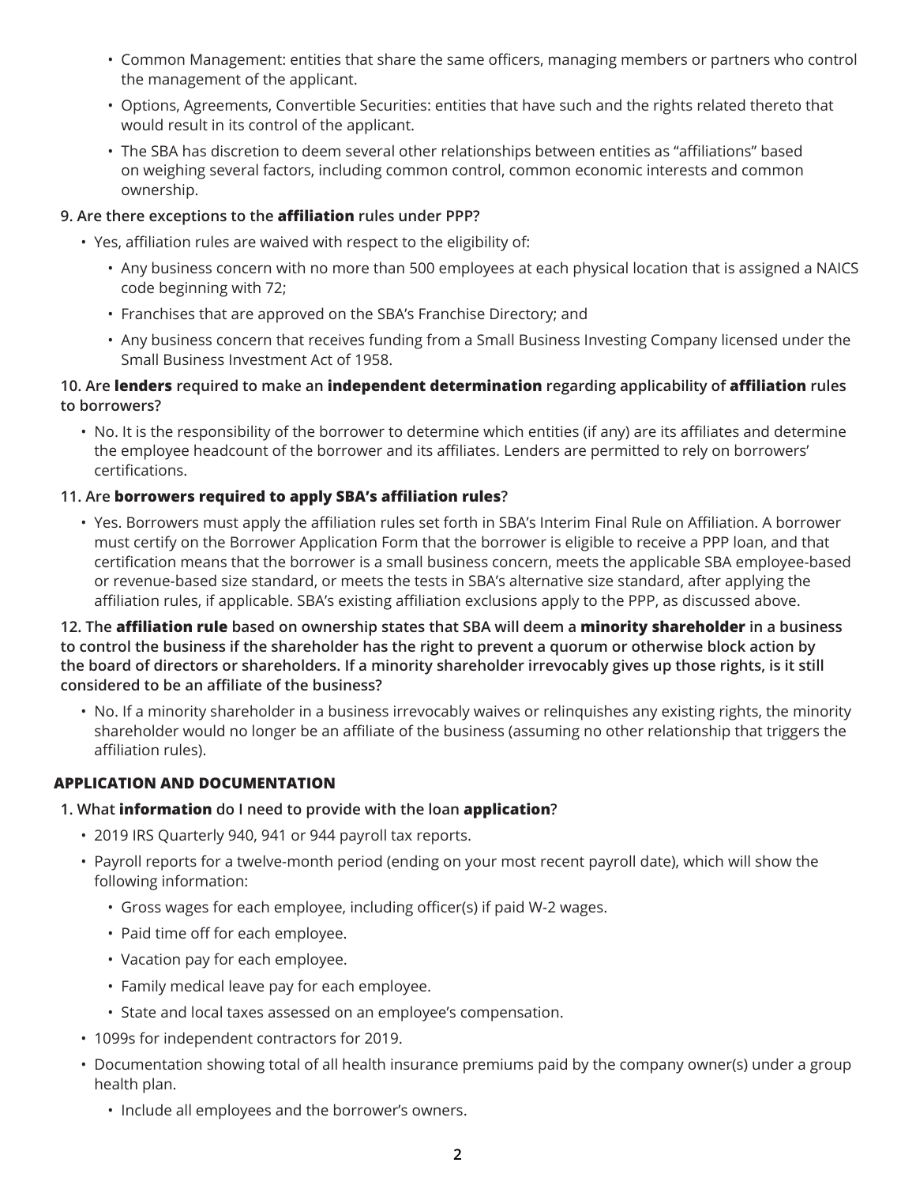- Common Management: entities that share the same officers, managing members or partners who control the management of the applicant.
- Options, Agreements, Convertible Securities: entities that have such and the rights related thereto that would result in its control of the applicant.
- The SBA has discretion to deem several other relationships between entities as "affiliations" based on weighing several factors, including common control, common economic interests and common ownership.

**9. Are there exceptions to the affiliation rules under PPP?**

- Yes, affiliation rules are waived with respect to the eligibility of:
  - Any business concern with no more than 500 employees at each physical location that is assigned a NAICS code beginning with 72;
  - Franchises that are approved on the SBA's Franchise Directory; and
  - Any business concern that receives funding from a Small Business Investing Company licensed under the Small Business Investment Act of 1958.

**10. Are lenders required to make an independent determination regarding applicability of affiliation rules to borrowers?**

- No. It is the responsibility of the borrower to determine which entities (if any) are its affiliates and determine the employee headcount of the borrower and its affiliates. Lenders are permitted to rely on borrowers' certifications.

**11. Are borrowers required to apply SBA's affiliation rules?**

- Yes. Borrowers must apply the affiliation rules set forth in SBA's Interim Final Rule on Affiliation. A borrower must certify on the Borrower Application Form that the borrower is eligible to receive a PPP loan, and that certification means that the borrower is a small business concern, meets the applicable SBA employee-based or revenue-based size standard, or meets the tests in SBA's alternative size standard, after applying the affiliation rules, if applicable. SBA's existing affiliation exclusions apply to the PPP, as discussed above.

**12. The affiliation rule based on ownership states that SBA will deem a minority shareholder in a business to control the business if the shareholder has the right to prevent a quorum or otherwise block action by the board of directors or shareholders. If a minority shareholder irrevocably gives up those rights, is it still considered to be an affiliate of the business?**

- No. If a minority shareholder in a business irrevocably waives or relinquishes any existing rights, the minority shareholder would no longer be an affiliate of the business (assuming no other relationship that triggers the affiliation rules).

## APPLICATION AND DOCUMENTATION

**1. What information do I need to provide with the loan application?**

- 2019 IRS Quarterly 940, 941 or 944 payroll tax reports.
- Payroll reports for a twelve-month period (ending on your most recent payroll date), which will show the following information:
  - Gross wages for each employee, including officer(s) if paid W-2 wages.
  - Paid time off for each employee.
  - Vacation pay for each employee.
  - Family medical leave pay for each employee.
  - State and local taxes assessed on an employee's compensation.
- 1099s for independent contractors for 2019.
- Documentation showing total of all health insurance premiums paid by the company owner(s) under a group health plan.
  - Include all employees and the borrower's owners.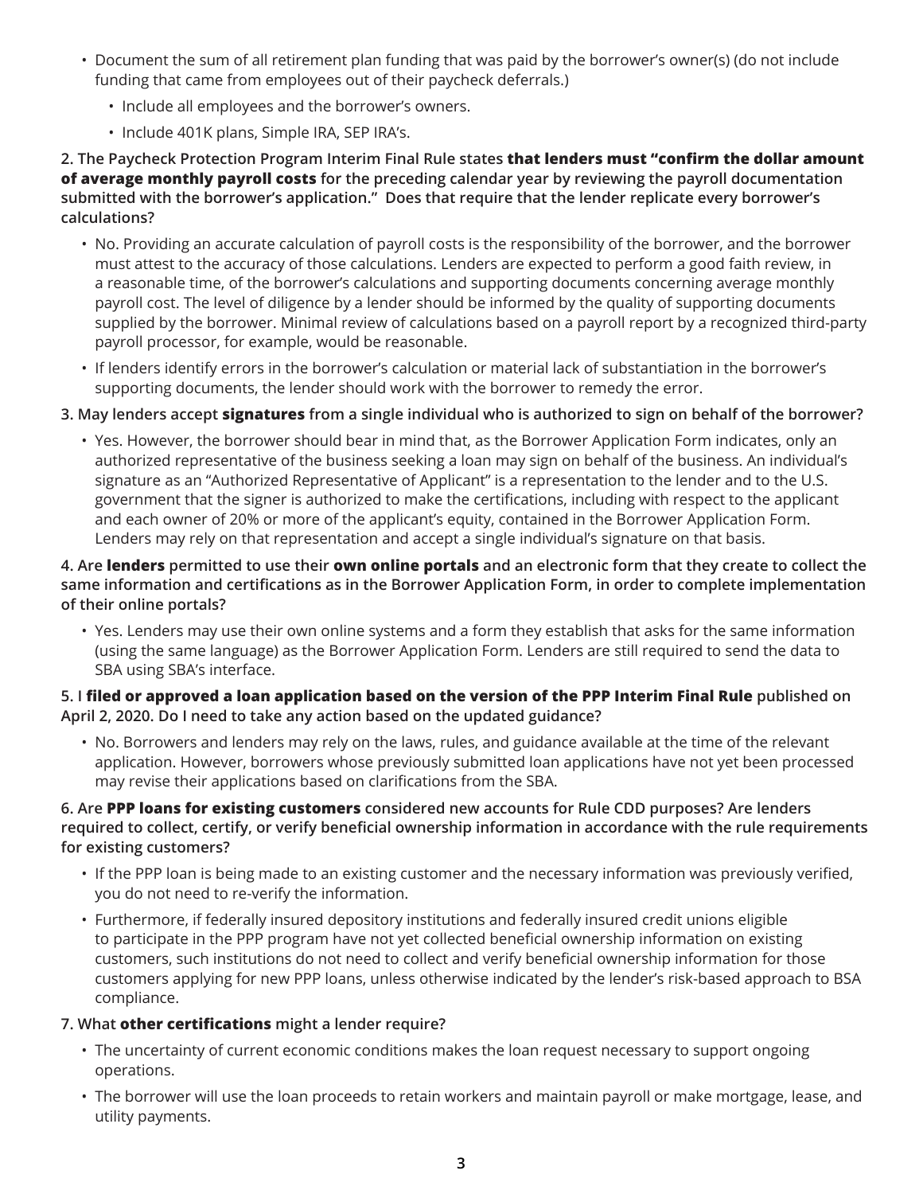- Document the sum of all retirement plan funding that was paid by the borrower's owner(s) (do not include funding that came from employees out of their paycheck deferrals.)
  - Include all employees and the borrower's owners.
  - Include 401K plans, Simple IRA, SEP IRA's.

**2. The Paycheck Protection Program Interim Final Rule states that lenders must "confirm the dollar amount of average monthly payroll costs for the preceding calendar year by reviewing the payroll documentation submitted with the borrower's application." Does that require that the lender replicate every borrower's calculations?**

- No. Providing an accurate calculation of payroll costs is the responsibility of the borrower, and the borrower must attest to the accuracy of those calculations. Lenders are expected to perform a good faith review, in a reasonable time, of the borrower's calculations and supporting documents concerning average monthly payroll cost. The level of diligence by a lender should be informed by the quality of supporting documents supplied by the borrower. Minimal review of calculations based on a payroll report by a recognized third-party payroll processor, for example, would be reasonable.
- If lenders identify errors in the borrower's calculation or material lack of substantiation in the borrower's supporting documents, the lender should work with the borrower to remedy the error.

**3. May lenders accept signatures from a single individual who is authorized to sign on behalf of the borrower?**

- Yes. However, the borrower should bear in mind that, as the Borrower Application Form indicates, only an authorized representative of the business seeking a loan may sign on behalf of the business. An individual's signature as an "Authorized Representative of Applicant" is a representation to the lender and to the U.S. government that the signer is authorized to make the certifications, including with respect to the applicant and each owner of 20% or more of the applicant's equity, contained in the Borrower Application Form. Lenders may rely on that representation and accept a single individual's signature on that basis.

**4. Are lenders permitted to use their own online portals and an electronic form that they create to collect the same information and certifications as in the Borrower Application Form, in order to complete implementation of their online portals?**

- Yes. Lenders may use their own online systems and a form they establish that asks for the same information (using the same language) as the Borrower Application Form. Lenders are still required to send the data to SBA using SBA's interface.

**5. I filed or approved a loan application based on the version of the PPP Interim Final Rule published on April 2, 2020. Do I need to take any action based on the updated guidance?**

- No. Borrowers and lenders may rely on the laws, rules, and guidance available at the time of the relevant application. However, borrowers whose previously submitted loan applications have not yet been processed may revise their applications based on clarifications from the SBA.

**6. Are PPP loans for existing customers considered new accounts for Rule CDD purposes? Are lenders required to collect, certify, or verify beneficial ownership information in accordance with the rule requirements for existing customers?**

- If the PPP loan is being made to an existing customer and the necessary information was previously verified, you do not need to re-verify the information.
- Furthermore, if federally insured depository institutions and federally insured credit unions eligible to participate in the PPP program have not yet collected beneficial ownership information on existing customers, such institutions do not need to collect and verify beneficial ownership information for those customers applying for new PPP loans, unless otherwise indicated by the lender's risk-based approach to BSA compliance.

**7. What other certifications might a lender require?**

- The uncertainty of current economic conditions makes the loan request necessary to support ongoing operations.
- The borrower will use the loan proceeds to retain workers and maintain payroll or make mortgage, lease, and utility payments.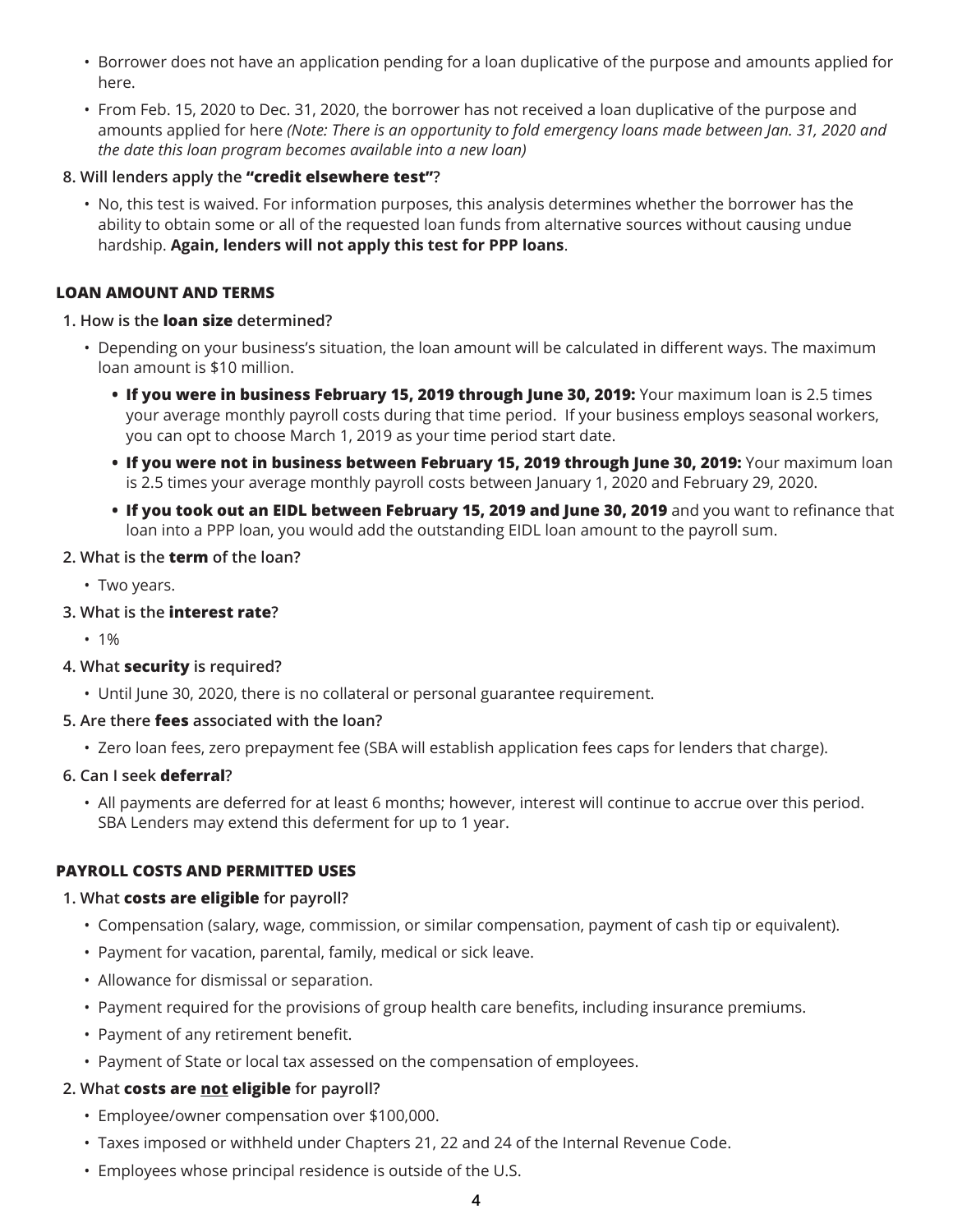- Borrower does not have an application pending for a loan duplicative of the purpose and amounts applied for here.
- From Feb. 15, 2020 to Dec. 31, 2020, the borrower has not received a loan duplicative of the purpose and amounts applied for here *(Note: There is an opportunity to fold emergency loans made between Jan. 31, 2020 and the date this loan program becomes available into a new loan)*

8. Will lenders apply the **"credit elsewhere test"**?
   - No, this test is waived. For information purposes, this analysis determines whether the borrower has the ability to obtain some or all of the requested loan funds from alternative sources without causing undue hardship. **Again, lenders will not apply this test for PPP loans**.

### LOAN AMOUNT AND TERMS

1. How is the **loan size** determined?
   - Depending on your business's situation, the loan amount will be calculated in different ways. The maximum loan amount is $10 million.
     - **If you were in business February 15, 2019 through June 30, 2019:** Your maximum loan is 2.5 times your average monthly payroll costs during that time period. If your business employs seasonal workers, you can opt to choose March 1, 2019 as your time period start date.
     - **If you were not in business between February 15, 2019 through June 30, 2019:** Your maximum loan is 2.5 times your average monthly payroll costs between January 1, 2020 and February 29, 2020.
     - **If you took out an EIDL between February 15, 2019 and June 30, 2019** and you want to refinance that loan into a PPP loan, you would add the outstanding EIDL loan amount to the payroll sum.
2. What is the **term** of the loan?
   - Two years.
3. What is the **interest rate**?
   - 1%
4. What **security** is required?
   - Until June 30, 2020, there is no collateral or personal guarantee requirement.
5. Are there **fees** associated with the loan?
   - Zero loan fees, zero prepayment fee (SBA will establish application fees caps for lenders that charge).
6. Can I seek **deferral**?
   - All payments are deferred for at least 6 months; however, interest will continue to accrue over this period. SBA Lenders may extend this deferment for up to 1 year.

### PAYROLL COSTS AND PERMITTED USES

1. What **costs are eligible** for payroll?
   - Compensation (salary, wage, commission, or similar compensation, payment of cash tip or equivalent).
   - Payment for vacation, parental, family, medical or sick leave.
   - Allowance for dismissal or separation.
   - Payment required for the provisions of group health care benefits, including insurance premiums.
   - Payment of any retirement benefit.
   - Payment of State or local tax assessed on the compensation of employees.
2. What **costs are <u>not</u> eligible** for payroll?
   - Employee/owner compensation over $100,000.
   - Taxes imposed or withheld under Chapters 21, 22 and 24 of the Internal Revenue Code.
   - Employees whose principal residence is outside of the U.S.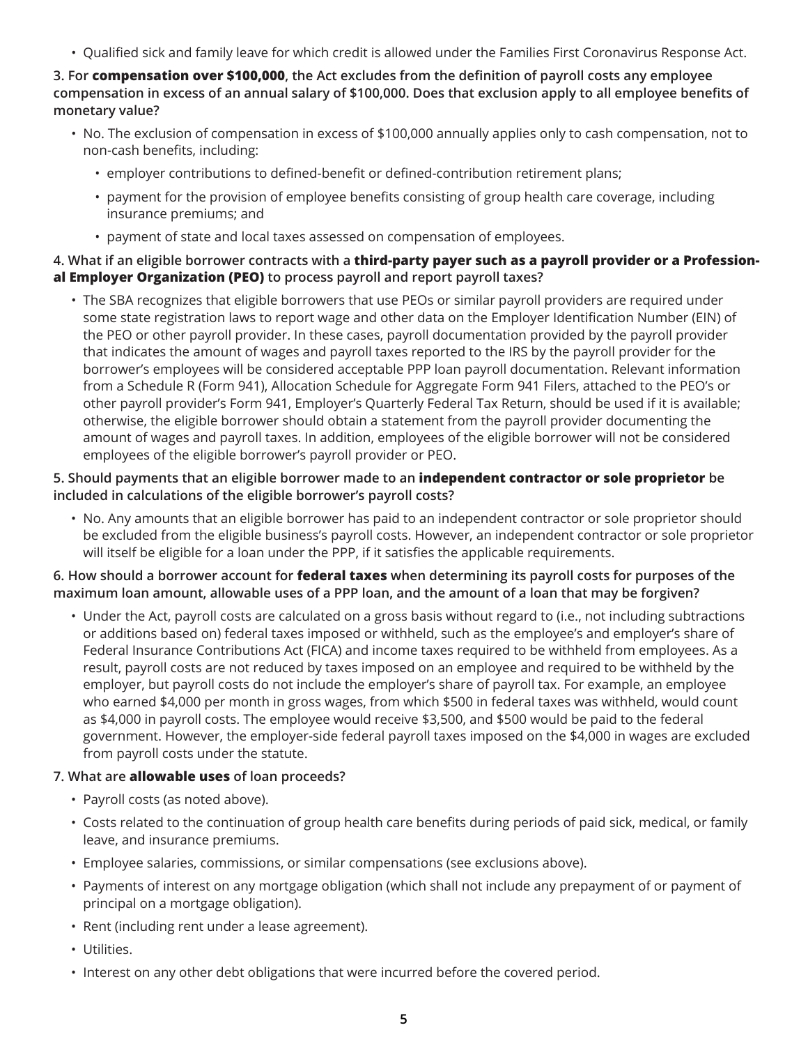- Qualified sick and family leave for which credit is allowed under the Families First Coronavirus Response Act.

**3. For compensation over $100,000, the Act excludes from the definition of payroll costs any employee compensation in excess of an annual salary of $100,000. Does that exclusion apply to all employee benefits of monetary value?**

- No. The exclusion of compensation in excess of $100,000 annually applies only to cash compensation, not to non-cash benefits, including:
  - employer contributions to defined-benefit or defined-contribution retirement plans;
  - payment for the provision of employee benefits consisting of group health care coverage, including insurance premiums; and
  - payment of state and local taxes assessed on compensation of employees.

**4. What if an eligible borrower contracts with a third-party payer such as a payroll provider or a Professional Employer Organization (PEO) to process payroll and report payroll taxes?**

- The SBA recognizes that eligible borrowers that use PEOs or similar payroll providers are required under some state registration laws to report wage and other data on the Employer Identification Number (EIN) of the PEO or other payroll provider. In these cases, payroll documentation provided by the payroll provider that indicates the amount of wages and payroll taxes reported to the IRS by the payroll provider for the borrower's employees will be considered acceptable PPP loan payroll documentation. Relevant information from a Schedule R (Form 941), Allocation Schedule for Aggregate Form 941 Filers, attached to the PEO's or other payroll provider's Form 941, Employer's Quarterly Federal Tax Return, should be used if it is available; otherwise, the eligible borrower should obtain a statement from the payroll provider documenting the amount of wages and payroll taxes. In addition, employees of the eligible borrower will not be considered employees of the eligible borrower's payroll provider or PEO.

**5. Should payments that an eligible borrower made to an independent contractor or sole proprietor be included in calculations of the eligible borrower's payroll costs?**

- No. Any amounts that an eligible borrower has paid to an independent contractor or sole proprietor should be excluded from the eligible business's payroll costs. However, an independent contractor or sole proprietor will itself be eligible for a loan under the PPP, if it satisfies the applicable requirements.

**6. How should a borrower account for federal taxes when determining its payroll costs for purposes of the maximum loan amount, allowable uses of a PPP loan, and the amount of a loan that may be forgiven?**

- Under the Act, payroll costs are calculated on a gross basis without regard to (i.e., not including subtractions or additions based on) federal taxes imposed or withheld, such as the employee's and employer's share of Federal Insurance Contributions Act (FICA) and income taxes required to be withheld from employees. As a result, payroll costs are not reduced by taxes imposed on an employee and required to be withheld by the employer, but payroll costs do not include the employer's share of payroll tax. For example, an employee who earned $4,000 per month in gross wages, from which $500 in federal taxes was withheld, would count as $4,000 in payroll costs. The employee would receive $3,500, and $500 would be paid to the federal government. However, the employer-side federal payroll taxes imposed on the $4,000 in wages are excluded from payroll costs under the statute.

**7. What are allowable uses of loan proceeds?**

- Payroll costs (as noted above).
- Costs related to the continuation of group health care benefits during periods of paid sick, medical, or family leave, and insurance premiums.
- Employee salaries, commissions, or similar compensations (see exclusions above).
- Payments of interest on any mortgage obligation (which shall not include any prepayment of or payment of principal on a mortgage obligation).
- Rent (including rent under a lease agreement).
- Utilities.
- Interest on any other debt obligations that were incurred before the covered period.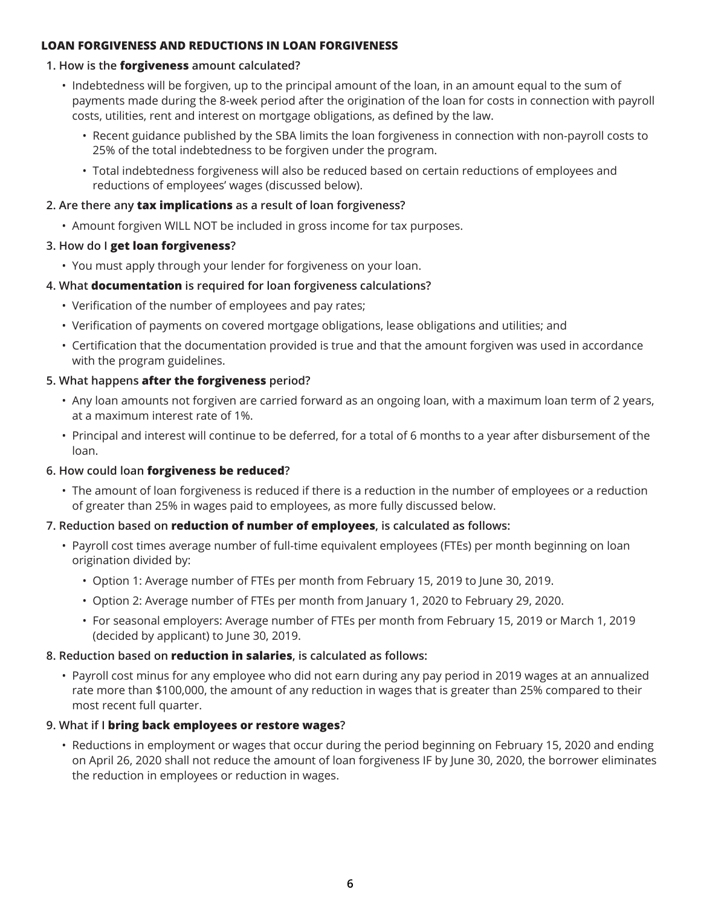## LOAN FORGIVENESS AND REDUCTIONS IN LOAN FORGIVENESS

1. How is the **forgiveness** amount calculated?
   - Indebtedness will be forgiven, up to the principal amount of the loan, in an amount equal to the sum of payments made during the 8-week period after the origination of the loan for costs in connection with payroll costs, utilities, rent and interest on mortgage obligations, as defined by the law.
     - Recent guidance published by the SBA limits the loan forgiveness in connection with non-payroll costs to 25% of the total indebtedness to be forgiven under the program.
     - Total indebtedness forgiveness will also be reduced based on certain reductions of employees and reductions of employees' wages (discussed below).
2. Are there any **tax implications** as a result of loan forgiveness?
   - Amount forgiven WILL NOT be included in gross income for tax purposes.
3. How do I **get loan forgiveness**?
   - You must apply through your lender for forgiveness on your loan.
4. What **documentation** is required for loan forgiveness calculations?
   - Verification of the number of employees and pay rates;
   - Verification of payments on covered mortgage obligations, lease obligations and utilities; and
   - Certification that the documentation provided is true and that the amount forgiven was used in accordance with the program guidelines.
5. What happens **after the forgiveness** period?
   - Any loan amounts not forgiven are carried forward as an ongoing loan, with a maximum loan term of 2 years, at a maximum interest rate of 1%.
   - Principal and interest will continue to be deferred, for a total of 6 months to a year after disbursement of the loan.
6. How could loan **forgiveness be reduced**?
   - The amount of loan forgiveness is reduced if there is a reduction in the number of employees or a reduction of greater than 25% in wages paid to employees, as more fully discussed below.
7. Reduction based on **reduction of number of employees**, is calculated as follows:
   - Payroll cost times average number of full-time equivalent employees (FTEs) per month beginning on loan origination divided by:
     - Option 1: Average number of FTEs per month from February 15, 2019 to June 30, 2019.
     - Option 2: Average number of FTEs per month from January 1, 2020 to February 29, 2020.
     - For seasonal employers: Average number of FTEs per month from February 15, 2019 or March 1, 2019 (decided by applicant) to June 30, 2019.
8. Reduction based on **reduction in salaries**, is calculated as follows:
   - Payroll cost minus for any employee who did not earn during any pay period in 2019 wages at an annualized rate more than $100,000, the amount of any reduction in wages that is greater than 25% compared to their most recent full quarter.
9. What if I **bring back employees or restore wages**?
   - Reductions in employment or wages that occur during the period beginning on February 15, 2020 and ending on April 26, 2020 shall not reduce the amount of loan forgiveness IF by June 30, 2020, the borrower eliminates the reduction in employees or reduction in wages.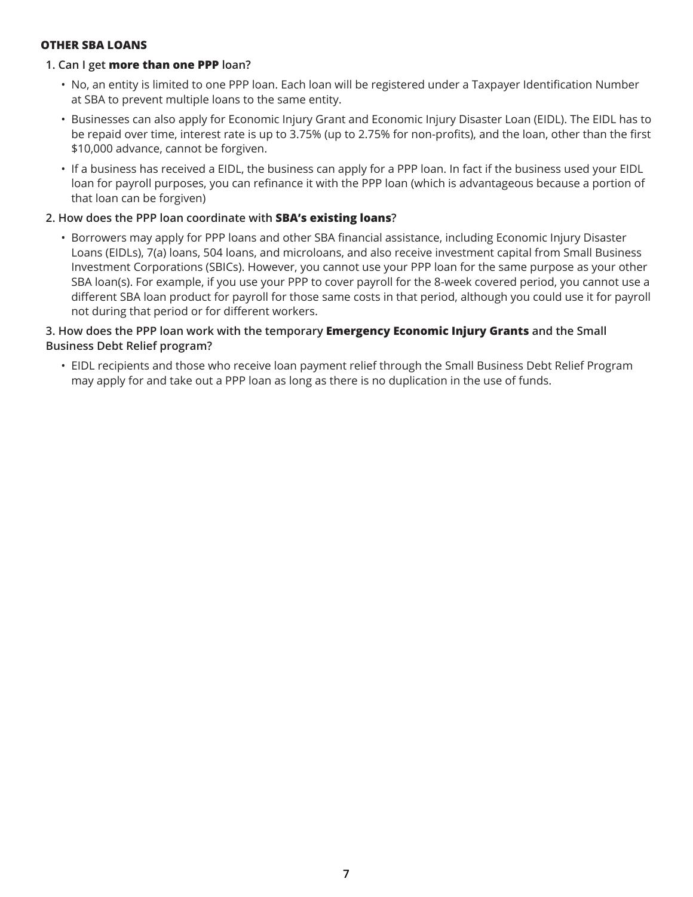## OTHER SBA LOANS

### 1. Can I get **more than one PPP** loan?

- No, an entity is limited to one PPP loan. Each loan will be registered under a Taxpayer Identification Number at SBA to prevent multiple loans to the same entity.
- Businesses can also apply for Economic Injury Grant and Economic Injury Disaster Loan (EIDL). The EIDL has to be repaid over time, interest rate is up to 3.75% (up to 2.75% for non-profits), and the loan, other than the first $10,000 advance, cannot be forgiven.
- If a business has received a EIDL, the business can apply for a PPP loan. In fact if the business used your EIDL loan for payroll purposes, you can refinance it with the PPP loan (which is advantageous because a portion of that loan can be forgiven)

### 2. How does the PPP loan coordinate with **SBA's existing loans**?

- Borrowers may apply for PPP loans and other SBA financial assistance, including Economic Injury Disaster Loans (EIDLs), 7(a) loans, 504 loans, and microloans, and also receive investment capital from Small Business Investment Corporations (SBICs). However, you cannot use your PPP loan for the same purpose as your other SBA loan(s). For example, if you use your PPP to cover payroll for the 8-week covered period, you cannot use a different SBA loan product for payroll for those same costs in that period, although you could use it for payroll not during that period or for different workers.

### 3. How does the PPP loan work with the temporary **Emergency Economic Injury Grants** and the Small Business Debt Relief program?

- EIDL recipients and those who receive loan payment relief through the Small Business Debt Relief Program may apply for and take out a PPP loan as long as there is no duplication in the use of funds.